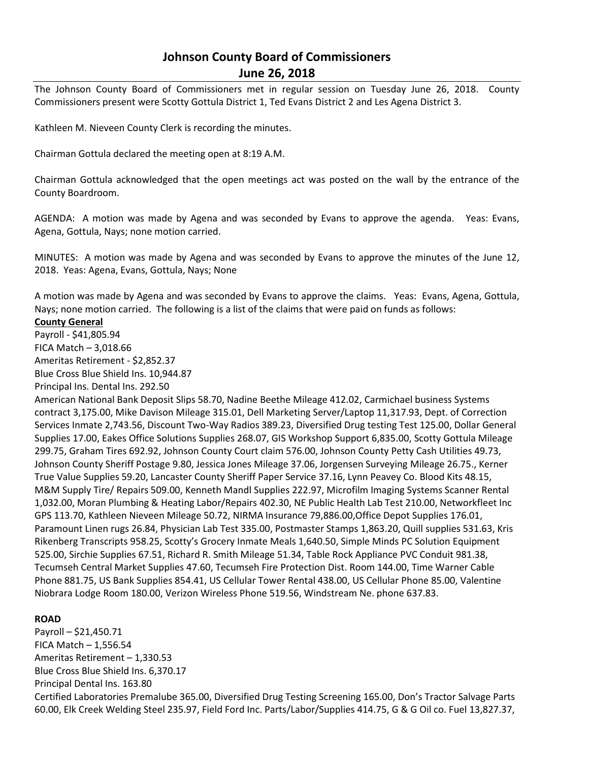# Johnson County Board of Commissioners
## June 26, 2018

The Johnson County Board of Commissioners met in regular session on Tuesday June 26, 2018. County Commissioners present were Scotty Gottula District 1, Ted Evans District 2 and Les Agena District 3.

Kathleen M. Nieveen County Clerk is recording the minutes.

Chairman Gottula declared the meeting open at 8:19 A.M.

Chairman Gottula acknowledged that the open meetings act was posted on the wall by the entrance of the County Boardroom.

AGENDA: A motion was made by Agena and was seconded by Evans to approve the agenda. Yeas: Evans, Agena, Gottula, Nays; none motion carried.

MINUTES: A motion was made by Agena and was seconded by Evans to approve the minutes of the June 12, 2018. Yeas: Agena, Evans, Gottula, Nays; None

A motion was made by Agena and was seconded by Evans to approve the claims. Yeas: Evans, Agena, Gottula, Nays; none motion carried. The following is a list of the claims that were paid on funds as follows:

**County General**

Payroll - $41,805.94
FICA Match – 3,018.66
Ameritas Retirement - $2,852.37
Blue Cross Blue Shield Ins. 10,944.87
Principal Ins. Dental Ins. 292.50

American National Bank Deposit Slips 58.70, Nadine Beethe Mileage 412.02, Carmichael business Systems contract 3,175.00, Mike Davison Mileage 315.01, Dell Marketing Server/Laptop 11,317.93, Dept. of Correction Services Inmate 2,743.56, Discount Two-Way Radios 389.23, Diversified Drug testing Test 125.00, Dollar General Supplies 17.00, Eakes Office Solutions Supplies 268.07, GIS Workshop Support 6,835.00, Scotty Gottula Mileage 299.75, Graham Tires 692.92, Johnson County Court claim 576.00, Johnson County Petty Cash Utilities 49.73, Johnson County Sheriff Postage 9.80, Jessica Jones Mileage 37.06, Jorgensen Surveying Mileage 26.75., Kerner True Value Supplies 59.20, Lancaster County Sheriff Paper Service 37.16, Lynn Peavey Co. Blood Kits 48.15, M&M Supply Tire/ Repairs 509.00, Kenneth Mandl Supplies 222.97, Microfilm Imaging Systems Scanner Rental 1,032.00, Moran Plumbing & Heating Labor/Repairs 402.30, NE Public Health Lab Test 210.00, Networkfleet Inc GPS 113.70, Kathleen Nieveen Mileage 50.72, NIRMA Insurance 79,886.00,Office Depot Supplies 176.01, Paramount Linen rugs 26.84, Physician Lab Test 335.00, Postmaster Stamps 1,863.20, Quill supplies 531.63, Kris Rikenberg Transcripts 958.25, Scotty's Grocery Inmate Meals 1,640.50, Simple Minds PC Solution Equipment 525.00, Sirchie Supplies 67.51, Richard R. Smith Mileage 51.34, Table Rock Appliance PVC Conduit 981.38, Tecumseh Central Market Supplies 47.60, Tecumseh Fire Protection Dist. Room 144.00, Time Warner Cable Phone 881.75, US Bank Supplies 854.41, US Cellular Tower Rental 438.00, US Cellular Phone 85.00, Valentine Niobrara Lodge Room 180.00, Verizon Wireless Phone 519.56, Windstream Ne. phone 637.83.

**ROAD**

Payroll – $21,450.71
FICA Match – 1,556.54
Ameritas Retirement – 1,330.53
Blue Cross Blue Shield Ins. 6,370.17
Principal Dental Ins. 163.80

Certified Laboratories Premalube 365.00, Diversified Drug Testing Screening 165.00, Don's Tractor Salvage Parts 60.00, Elk Creek Welding Steel 235.97, Field Ford Inc. Parts/Labor/Supplies 414.75, G & G Oil co. Fuel 13,827.37,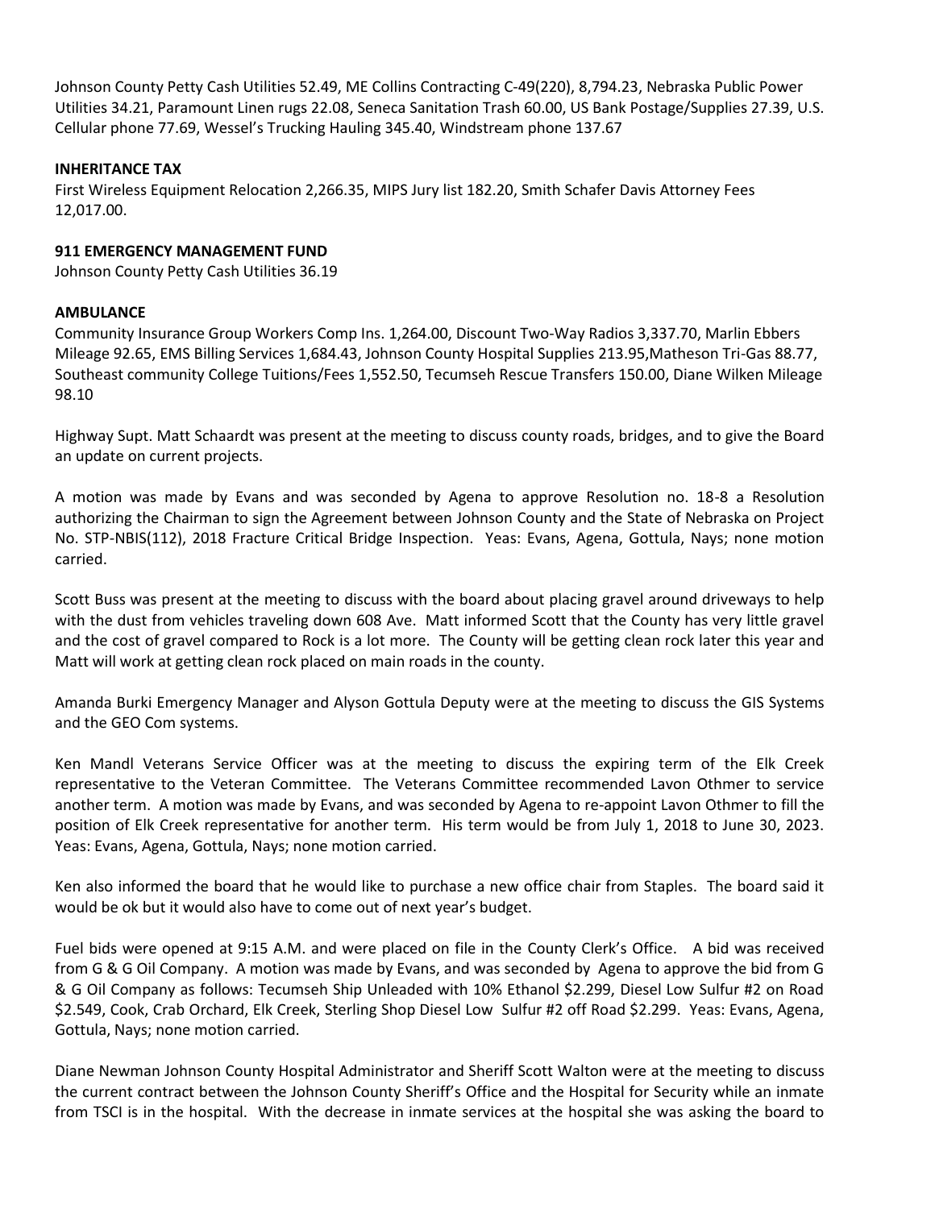Johnson County Petty Cash Utilities 52.49, ME Collins Contracting C-49(220), 8,794.23, Nebraska Public Power Utilities 34.21, Paramount Linen rugs 22.08, Seneca Sanitation Trash 60.00, US Bank Postage/Supplies 27.39, U.S. Cellular phone 77.69, Wessel's Trucking Hauling 345.40, Windstream phone 137.67

**INHERITANCE TAX**

First Wireless Equipment Relocation 2,266.35, MIPS Jury list 182.20, Smith Schafer Davis Attorney Fees 12,017.00.

**911 EMERGENCY MANAGEMENT FUND**

Johnson County Petty Cash Utilities 36.19

**AMBULANCE**

Community Insurance Group Workers Comp Ins. 1,264.00, Discount Two-Way Radios 3,337.70, Marlin Ebbers Mileage 92.65, EMS Billing Services 1,684.43, Johnson County Hospital Supplies 213.95,Matheson Tri-Gas 88.77, Southeast community College Tuitions/Fees 1,552.50, Tecumseh Rescue Transfers 150.00, Diane Wilken Mileage 98.10

Highway Supt. Matt Schaardt was present at the meeting to discuss county roads, bridges, and to give the Board an update on current projects.

A motion was made by Evans and was seconded by Agena to approve Resolution no. 18-8 a Resolution authorizing the Chairman to sign the Agreement between Johnson County and the State of Nebraska on Project No. STP-NBIS(112), 2018 Fracture Critical Bridge Inspection. Yeas: Evans, Agena, Gottula, Nays; none motion carried.

Scott Buss was present at the meeting to discuss with the board about placing gravel around driveways to help with the dust from vehicles traveling down 608 Ave. Matt informed Scott that the County has very little gravel and the cost of gravel compared to Rock is a lot more. The County will be getting clean rock later this year and Matt will work at getting clean rock placed on main roads in the county.

Amanda Burki Emergency Manager and Alyson Gottula Deputy were at the meeting to discuss the GIS Systems and the GEO Com systems.

Ken Mandl Veterans Service Officer was at the meeting to discuss the expiring term of the Elk Creek representative to the Veteran Committee. The Veterans Committee recommended Lavon Othmer to service another term. A motion was made by Evans, and was seconded by Agena to re-appoint Lavon Othmer to fill the position of Elk Creek representative for another term. His term would be from July 1, 2018 to June 30, 2023. Yeas: Evans, Agena, Gottula, Nays; none motion carried.

Ken also informed the board that he would like to purchase a new office chair from Staples. The board said it would be ok but it would also have to come out of next year's budget.

Fuel bids were opened at 9:15 A.M. and were placed on file in the County Clerk's Office. A bid was received from G & G Oil Company. A motion was made by Evans, and was seconded by Agena to approve the bid from G & G Oil Company as follows: Tecumseh Ship Unleaded with 10% Ethanol $2.299, Diesel Low Sulfur #2 on Road $2.549, Cook, Crab Orchard, Elk Creek, Sterling Shop Diesel Low Sulfur #2 off Road $2.299. Yeas: Evans, Agena, Gottula, Nays; none motion carried.

Diane Newman Johnson County Hospital Administrator and Sheriff Scott Walton were at the meeting to discuss the current contract between the Johnson County Sheriff's Office and the Hospital for Security while an inmate from TSCI is in the hospital. With the decrease in inmate services at the hospital she was asking the board to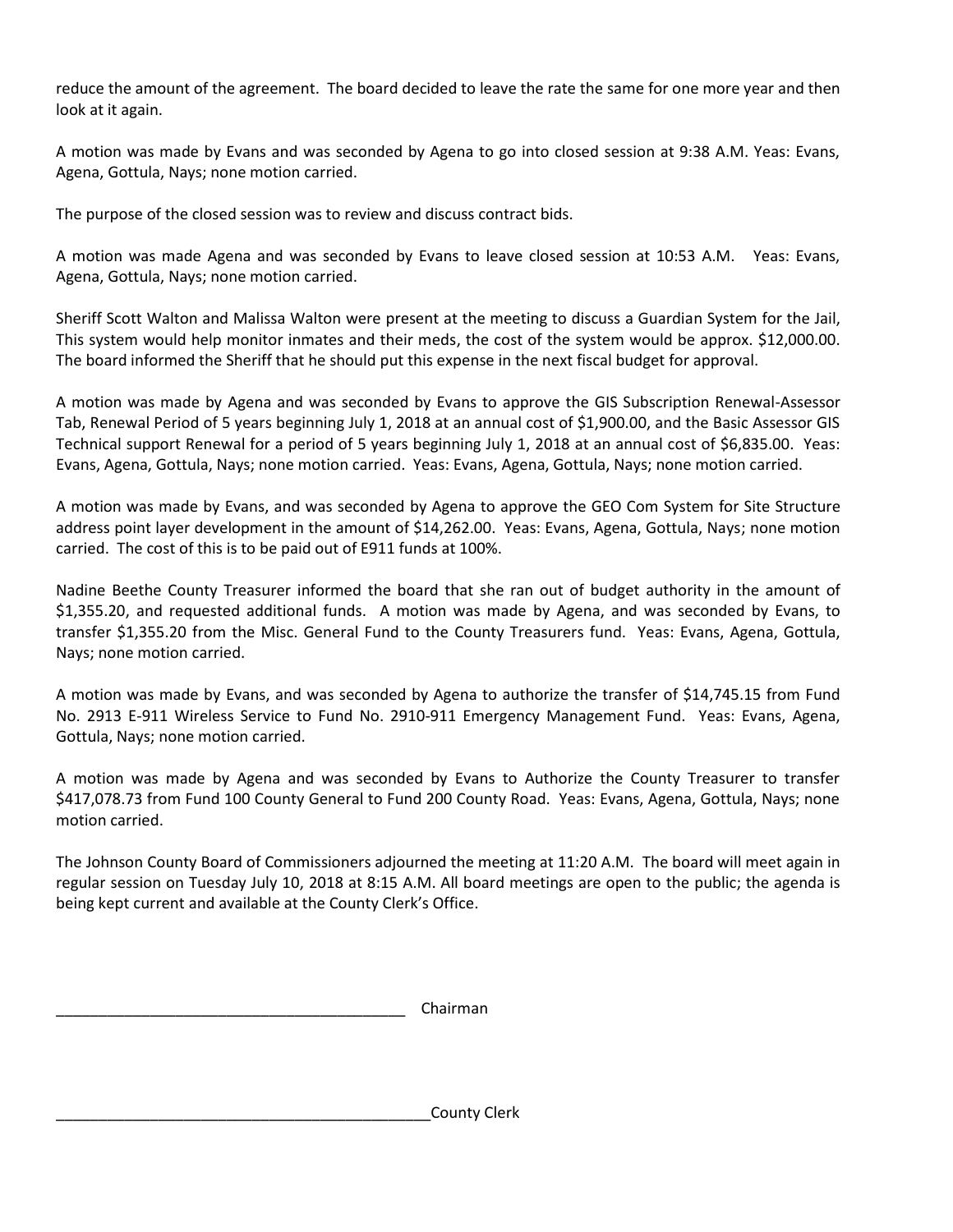reduce the amount of the agreement. The board decided to leave the rate the same for one more year and then look at it again.

A motion was made by Evans and was seconded by Agena to go into closed session at 9:38 A.M. Yeas: Evans, Agena, Gottula, Nays; none motion carried.

The purpose of the closed session was to review and discuss contract bids.

A motion was made Agena and was seconded by Evans to leave closed session at 10:53 A.M. Yeas: Evans, Agena, Gottula, Nays; none motion carried.

Sheriff Scott Walton and Malissa Walton were present at the meeting to discuss a Guardian System for the Jail, This system would help monitor inmates and their meds, the cost of the system would be approx. $12,000.00. The board informed the Sheriff that he should put this expense in the next fiscal budget for approval.

A motion was made by Agena and was seconded by Evans to approve the GIS Subscription Renewal-Assessor Tab, Renewal Period of 5 years beginning July 1, 2018 at an annual cost of $1,900.00, and the Basic Assessor GIS Technical support Renewal for a period of 5 years beginning July 1, 2018 at an annual cost of $6,835.00. Yeas: Evans, Agena, Gottula, Nays; none motion carried. Yeas: Evans, Agena, Gottula, Nays; none motion carried.

A motion was made by Evans, and was seconded by Agena to approve the GEO Com System for Site Structure address point layer development in the amount of $14,262.00. Yeas: Evans, Agena, Gottula, Nays; none motion carried. The cost of this is to be paid out of E911 funds at 100%.

Nadine Beethe County Treasurer informed the board that she ran out of budget authority in the amount of $1,355.20, and requested additional funds. A motion was made by Agena, and was seconded by Evans, to transfer $1,355.20 from the Misc. General Fund to the County Treasurers fund. Yeas: Evans, Agena, Gottula, Nays; none motion carried.

A motion was made by Evans, and was seconded by Agena to authorize the transfer of $14,745.15 from Fund No. 2913 E-911 Wireless Service to Fund No. 2910-911 Emergency Management Fund. Yeas: Evans, Agena, Gottula, Nays; none motion carried.

A motion was made by Agena and was seconded by Evans to Authorize the County Treasurer to transfer $417,078.73 from Fund 100 County General to Fund 200 County Road. Yeas: Evans, Agena, Gottula, Nays; none motion carried.

The Johnson County Board of Commissioners adjourned the meeting at 11:20 A.M. The board will meet again in regular session on Tuesday July 10, 2018 at 8:15 A.M. All board meetings are open to the public; the agenda is being kept current and available at the County Clerk's Office.

\_\_\_\_\_\_\_\_\_\_\_\_\_\_\_\_\_\_\_\_\_\_\_\_\_\_\_\_\_\_\_\_\_\_\_\_\_\_\_\_ Chairman

\_\_\_\_\_\_\_\_\_\_\_\_\_\_\_\_\_\_\_\_\_\_\_\_\_\_\_\_\_\_\_\_\_\_\_\_\_\_\_\_\_\_County Clerk